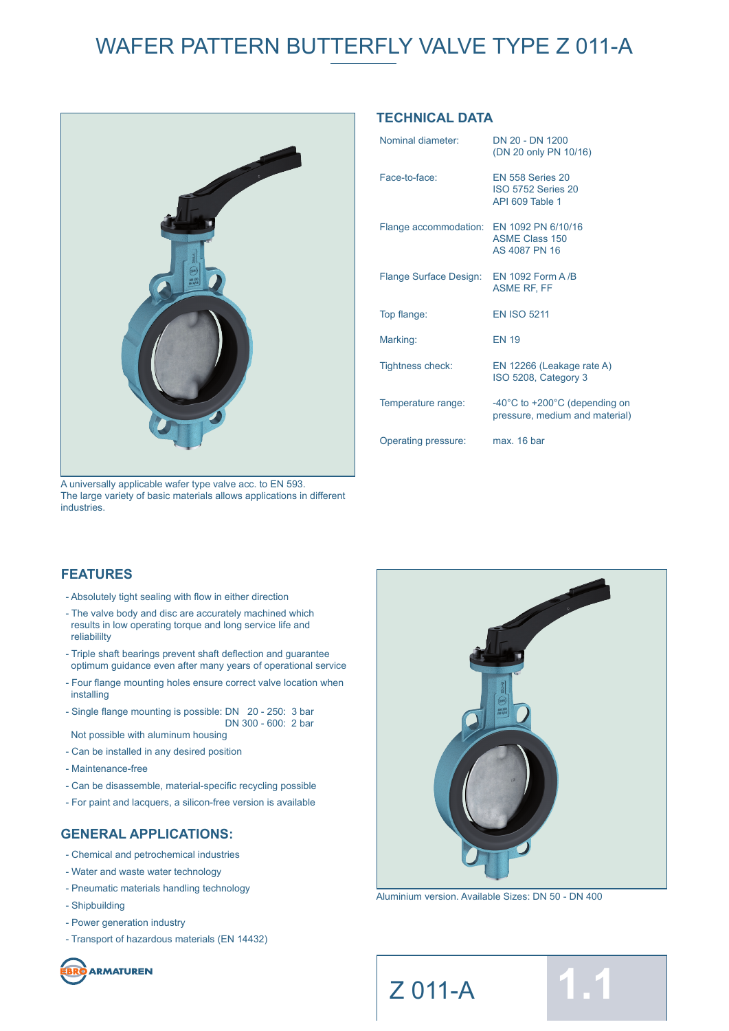# WAFER PATTERN BUTTERFLY VALVE TYPE Z 011-A

A universally applicable wafer type valve acc. to EN 593.
The large variety of basic materials allows applications in different industries.

## TECHNICAL DATA

| | |
|---|---|
| Nominal diameter: | DN 20 - DN 1200<br>(DN 20 only PN 10/16) |
| Face-to-face: | EN 558 Series 20<br>ISO 5752 Series 20<br>API 609 Table 1 |
| Flange accommodation: | EN 1092 PN 6/10/16<br>ASME Class 150<br>AS 4087 PN 16 |
| Flange Surface Design: | EN 1092 Form A /B<br>ASME RF, FF |
| Top flange: | EN ISO 5211 |
| Marking: | EN 19 |
| Tightness check: | EN 12266 (Leakage rate A)<br>ISO 5208, Category 3 |
| Temperature range: | -40°C to +200°C (depending on pressure, medium and material) |
| Operating pressure: | max. 16 bar |

## FEATURES

- Absolutely tight sealing with flow in either direction
- The valve body and disc are accurately machined which results in low operating torque and long service life and reliabililty
- Triple shaft bearings prevent shaft deflection and guarantee optimum guidance even after many years of operational service
- Four flange mounting holes ensure correct valve location when installing
- Single flange mounting is possible: DN 20 - 250: 3 bar
  DN 300 - 600: 2 bar
  Not possible with aluminium housing
- Can be installed in any desired position
- Maintenance-free
- Can be disassemble, material-specific recycling possible
- For paint and lacquers, a silicon-free version is available

## GENERAL APPLICATIONS:

- Chemical and petrochemical industries
- Water and waste water technology
- Pneumatic materials handling technology
- Shipbuilding
- Power generation industry
- Transport of hazardous materials (EN 14432)

Aluminium version. Available Sizes: DN 50 - DN 400

EBRO ARMATUREN

Z 011-A 1.1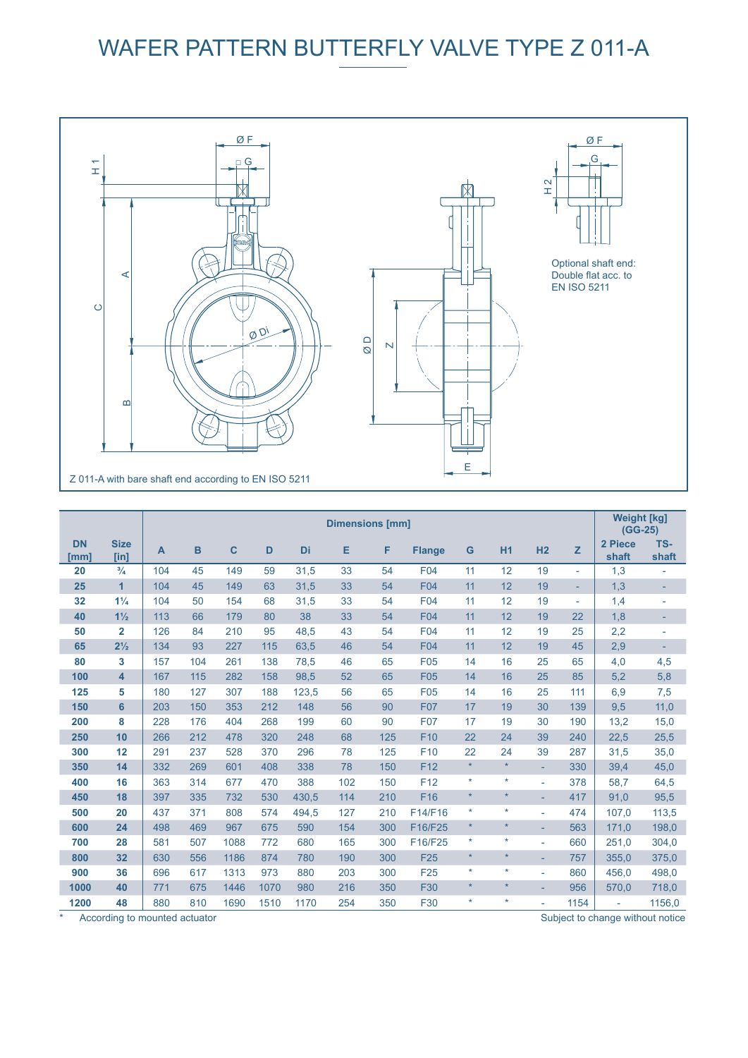# WAFER PATTERN BUTTERFLY VALVE TYPE Z 011-A

Optional shaft end: Double flat acc. to EN ISO 5211

Z 011-A with bare shaft end according to EN ISO 5211

| DN [mm] | Size [in] | Dimensions [mm] | | | | | | | | | | | | Weight [kg] (GG-25) | |
|---|---|---|---|---|---|---|---|---|---|---|---|---|---|---|---|
| | | A | B | C | D | Di | E | F | Flange | G | H1 | H2 | Z | 2 Piece shaft | TS-shaft |
| 20 | ¾ | 104 | 45 | 149 | 59 | 31,5 | 33 | 54 | F04 | 11 | 12 | 19 | - | 1,3 | - |
| 25 | 1 | 104 | 45 | 149 | 63 | 31,5 | 33 | 54 | F04 | 11 | 12 | 19 | - | 1,3 | - |
| 32 | 1¼ | 104 | 50 | 154 | 68 | 31,5 | 33 | 54 | F04 | 11 | 12 | 19 | - | 1,4 | - |
| 40 | 1½ | 113 | 66 | 179 | 80 | 38 | 33 | 54 | F04 | 11 | 12 | 19 | 22 | 1,8 | - |
| 50 | 2 | 126 | 84 | 210 | 95 | 48,5 | 43 | 54 | F04 | 11 | 12 | 19 | 25 | 2,2 | - |
| 65 | 2½ | 134 | 93 | 227 | 115 | 63,5 | 46 | 54 | F04 | 11 | 12 | 19 | 45 | 2,9 | - |
| 80 | 3 | 157 | 104 | 261 | 138 | 78,5 | 46 | 65 | F05 | 14 | 16 | 25 | 65 | 4,0 | 4,5 |
| 100 | 4 | 167 | 115 | 282 | 158 | 98,5 | 52 | 65 | F05 | 14 | 16 | 25 | 85 | 5,2 | 5,8 |
| 125 | 5 | 180 | 127 | 307 | 188 | 123,5 | 56 | 65 | F05 | 14 | 16 | 25 | 111 | 6,9 | 7,5 |
| 150 | 6 | 203 | 150 | 353 | 212 | 148 | 56 | 90 | F07 | 17 | 19 | 30 | 139 | 9,5 | 11,0 |
| 200 | 8 | 228 | 176 | 404 | 268 | 199 | 60 | 90 | F07 | 17 | 19 | 30 | 190 | 13,2 | 15,0 |
| 250 | 10 | 266 | 212 | 478 | 320 | 248 | 68 | 125 | F10 | 22 | 24 | 39 | 240 | 22,5 | 25,5 |
| 300 | 12 | 291 | 237 | 528 | 370 | 296 | 78 | 125 | F10 | 22 | 24 | 39 | 287 | 31,5 | 35,0 |
| 350 | 14 | 332 | 269 | 601 | 408 | 338 | 78 | 150 | F12 | * | * | - | 330 | 39,4 | 45,0 |
| 400 | 16 | 363 | 314 | 677 | 470 | 388 | 102 | 150 | F12 | * | * | - | 378 | 58,7 | 64,5 |
| 450 | 18 | 397 | 335 | 732 | 530 | 430,5 | 114 | 210 | F16 | * | * | - | 417 | 91,0 | 95,5 |
| 500 | 20 | 437 | 371 | 808 | 574 | 494,5 | 127 | 210 | F14/F16 | * | * | - | 474 | 107,0 | 113,5 |
| 600 | 24 | 498 | 469 | 967 | 675 | 590 | 154 | 300 | F16/F25 | * | * | - | 563 | 171,0 | 198,0 |
| 700 | 28 | 581 | 507 | 1088 | 772 | 680 | 165 | 300 | F16/F25 | * | * | - | 660 | 251,0 | 304,0 |
| 800 | 32 | 630 | 556 | 1186 | 874 | 780 | 190 | 300 | F25 | * | * | - | 757 | 355,0 | 375,0 |
| 900 | 36 | 696 | 617 | 1313 | 973 | 880 | 203 | 300 | F25 | * | * | - | 860 | 456,0 | 498,0 |
| 1000 | 40 | 771 | 675 | 1446 | 1070 | 980 | 216 | 350 | F30 | * | * | - | 956 | 570,0 | 718,0 |
| 1200 | 48 | 880 | 810 | 1690 | 1510 | 1170 | 254 | 350 | F30 | * | * | - | 1154 | - | 1156,0 |

\* According to mounted actuator

Subject to change without notice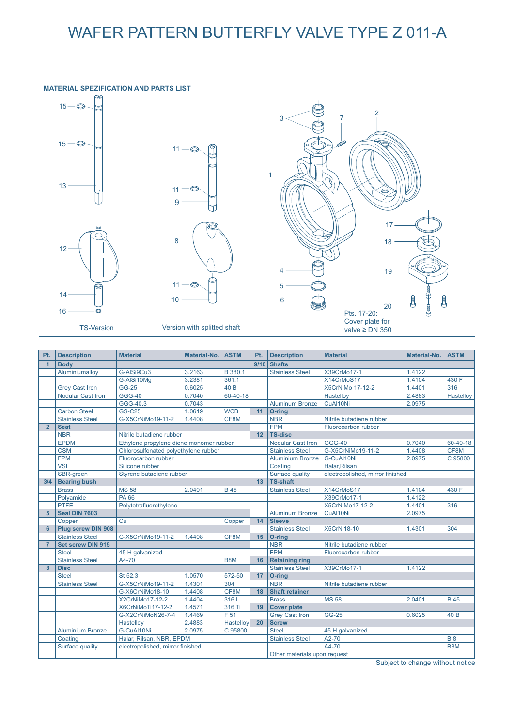# WAFER PATTERN BUTTERFLY VALVE TYPE Z 011-A

## MATERIAL SPEZIFICATION AND PARTS LIST

TS-Version

Version with splitted shaft

Pts. 17-20:
Cover plate for
valve ≥ DN 350

| Pt. | Description | Material | Material-No. | ASTM | Pt. | Description | Material | Material-No. | ASTM |
|---|---|---|---|---|---|---|---|---|---|
| 1 | **Body** | | | | 9/10 | **Shafts** | | | |
| | Aluminiumalloy | G-AlSi9Cu3 | 3.2163 | B 380.1 | | Stainless Steel | X39CrMo17-1 | 1.4122 | |
| | | G-AlSi10Mg | 3.2381 | 361.1 | | | X14CrMoS17 | 1.4104 | 430 F |
| | Grey Cast Iron | GG-25 | 0.6025 | 40 B | | | X5CrNiMo 17-12-2 | 1.4401 | 316 |
| | Nodular Cast Iron | GGG-40 | 0.7040 | 60-40-18 | | | Hastelloy | 2.4883 | Hastelloy |
| | | GGG-40.3 | 0.7043 | | | Aluminum Bronze | CuAl10Ni | 2.0975 | |
| | Carbon Steel | GS-C25 | 1.0619 | WCB | 11 | **O-ring** | | | |
| | Stainless Steel | G-X5CrNiMo19-11-2 | 1.4408 | CF8M | | NBR | Nitrile butadiene rubber | | |
| 2 | **Seat** | | | | | FPM | Fluorocarbon rubber | | |
| | NBR | Nitrile butadiene rubber | | | 12 | **TS-disc** | | | |
| | EPDM | Ethylene propylene diene monomer rubber | | | | Nodular Cast Iron | GGG-40 | 0.7040 | 60-40-18 |
| | CSM | Chlorosulfonated polyethylene rubber | | | | Stainless Steel | G-X5CrNiMo19-11-2 | 1.4408 | CF8M |
| | FPM | Fluorocarbon rubber | | | | Aluminium Bronze | G-CuAl10Ni | 2.0975 | C 95800 |
| | VSI | Silicone rubber | | | | Coating | Halar,Rilsan | | |
| | SBR-green | Styrene butadiene rubber | | | | Surface quality | electropolished, mirror finished | | |
| 3/4 | **Bearing bush** | | | | 13 | **TS-shaft** | | | |
| | Brass | MS 58 | 2.0401 | B 45 | | Stainless Steel | X14CrMoS17 | 1.4104 | 430 F |
| | Polyamide | PA 66 | | | | | X39CrMo17-1 | 1.4122 | |
| | PTFE | Polytetrafluorethylene | | | | | X5CrNiMo17-12-2 | 1.4401 | 316 |
| 5 | **Seal DIN 7603** | | | | | Aluminum Bronze | CuAl10Ni | 2.0975 | |
| | Copper | Cu | | Copper | 14 | **Sleeve** | | | |
| 6 | **Plug screw DIN 908** | | | | | Stainless Steel | X5CrNi18-10 | 1.4301 | 304 |
| | Stainless Steel | G-X5CrNiMo19-11-2 | 1.4408 | CF8M | 15 | **O-rlng** | | | |
| 7 | **Set screw DIN 915** | | | | | NBR | Nitrile butadiene rubber | | |
| | Steel | 45 H galvanized | | | | FPM | Fluorocarbon rubber | | |
| | Stainless Steel | A4-70 | | B8M | 16 | **Retaining ring** | | | |
| 8 | **Disc** | | | | | Stainless Steel | X39CrMo17-1 | 1.4122 | |
| | Steel | St 52.3 | 1.0570 | 572-50 | 17 | **O-ring** | | | |
| | Stainless Steel | G-X5CrNiMo19-11-2 | 1.4301 | 304 | | NBR | Nitrile butadiene rubber | | |
| | | G-X6CrNiMo18-10 | 1.4408 | CF8M | 18 | **Shaft retainer** | | | |
| | | X2CrNiMo17-12-2 | 1.4404 | 316 L | | Brass | MS 58 | 2.0401 | B 45 |
| | | X6CrNiMoTi17-12-2 | 1.4571 | 316 Ti | 19 | **Cover plate** | | | |
| | | G-X2CrNiMoN26-7-4 | 1.4469 | F 51 | | Grey Cast Iron | GG-25 | 0.6025 | 40 B |
| | | Hastelloy | 2.4883 | Hastelloy | 20 | **Screw** | | | |
| | Aluminium Bronze | G-CuAl10Ni | 2.0975 | C 95800 | | Steel | 45 H galvanized | | |
| | Coating | Halar, Rilsan, NBR, EPDM | | | | Stainless Steel | A2-70 | | B 8 |
| | Surface quality | electropolished, mirror finished | | | | | A4-70 | | B8M |
| | | | | | | Other materials upon request | | | |

Subject to change without notice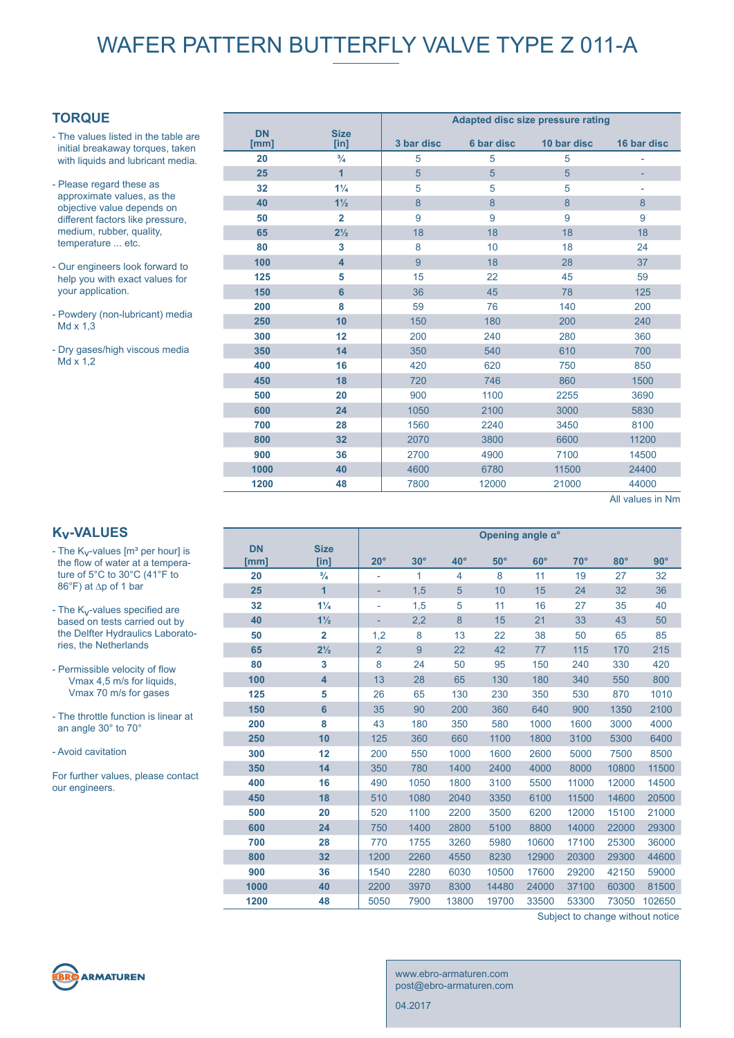# WAFER PATTERN BUTTERFLY VALVE TYPE Z 011-A

## TORQUE

- The values listed in the table are initial breakaway torques, taken with liquids and lubricant media.
- Please regard these as approximate values, as the objective value depends on different factors like pressure, medium, rubber, quality, temperature ... etc.
- Our engineers look forward to help you with exact values for your application.
- Powdery (non-lubricant) media Md x 1,3
- Dry gases/high viscous media Md x 1,2

| DN [mm] | Size [in] | Adapted disc size pressure rating | | | |
|---|---|---|---|---|---|
| | | 3 bar disc | 6 bar disc | 10 bar disc | 16 bar disc |
| 20 | ¾ | 5 | 5 | 5 | - |
| 25 | 1 | 5 | 5 | 5 | - |
| 32 | 1¼ | 5 | 5 | 5 | - |
| 40 | 1½ | 8 | 8 | 8 | 8 |
| 50 | 2 | 9 | 9 | 9 | 9 |
| 65 | 2½ | 18 | 18 | 18 | 18 |
| 80 | 3 | 8 | 10 | 18 | 24 |
| 100 | 4 | 9 | 18 | 28 | 37 |
| 125 | 5 | 15 | 22 | 45 | 59 |
| 150 | 6 | 36 | 45 | 78 | 125 |
| 200 | 8 | 59 | 76 | 140 | 200 |
| 250 | 10 | 150 | 180 | 200 | 240 |
| 300 | 12 | 200 | 240 | 280 | 360 |
| 350 | 14 | 350 | 540 | 610 | 700 |
| 400 | 16 | 420 | 620 | 750 | 850 |
| 450 | 18 | 720 | 746 | 860 | 1500 |
| 500 | 20 | 900 | 1100 | 2255 | 3690 |
| 600 | 24 | 1050 | 2100 | 3000 | 5830 |
| 700 | 28 | 1560 | 2240 | 3450 | 8100 |
| 800 | 32 | 2070 | 3800 | 6600 | 11200 |
| 900 | 36 | 2700 | 4900 | 7100 | 14500 |
| 1000 | 40 | 4600 | 6780 | 11500 | 24400 |
| 1200 | 48 | 7800 | 12000 | 21000 | 44000 |

All values in Nm

## $K_V$-VALUES

- The $K_V$-values [m³ per hour] is the flow of water at a temperature of 5°C to 30°C (41°F to 86°F) at $\Delta p$ of 1 bar
- The $K_V$-values specified are based on tests carried out by the Delfter Hydraulics Laboratories, the Netherlands
- Permissible velocity of flow Vmax 4,5 m/s for liquids, Vmax 70 m/s for gases
- The throttle function is linear at an angle 30° to 70°
- Avoid cavitation

For further values, please contact our engineers.

| DN [mm] | Size [in] | Opening angle α° | | | | | | | |
|---|---|---|---|---|---|---|---|---|---|
| | | 20° | 30° | 40° | 50° | 60° | 70° | 80° | 90° |
| 20 | ¾ | - | 1 | 4 | 8 | 11 | 19 | 27 | 32 |
| 25 | 1 | - | 1,5 | 5 | 10 | 15 | 24 | 32 | 36 |
| 32 | 1¼ | - | 1,5 | 5 | 11 | 16 | 27 | 35 | 40 |
| 40 | 1½ | - | 2,2 | 8 | 15 | 21 | 33 | 43 | 50 |
| 50 | 2 | 1,2 | 8 | 13 | 22 | 38 | 50 | 65 | 85 |
| 65 | 2½ | 2 | 9 | 22 | 42 | 77 | 115 | 170 | 215 |
| 80 | 3 | 8 | 24 | 50 | 95 | 150 | 240 | 330 | 420 |
| 100 | 4 | 13 | 28 | 65 | 130 | 180 | 340 | 550 | 800 |
| 125 | 5 | 26 | 65 | 130 | 230 | 350 | 530 | 870 | 1010 |
| 150 | 6 | 35 | 90 | 200 | 360 | 640 | 900 | 1350 | 2100 |
| 200 | 8 | 43 | 180 | 350 | 580 | 1000 | 1600 | 3000 | 4000 |
| 250 | 10 | 125 | 360 | 660 | 1100 | 1800 | 3100 | 5300 | 6400 |
| 300 | 12 | 200 | 550 | 1000 | 1600 | 2600 | 5000 | 7500 | 8500 |
| 350 | 14 | 350 | 780 | 1400 | 2400 | 4000 | 8000 | 10800 | 11500 |
| 400 | 16 | 490 | 1050 | 1800 | 3100 | 5500 | 11000 | 12000 | 14500 |
| 450 | 18 | 510 | 1080 | 2040 | 3350 | 6100 | 11500 | 14600 | 20500 |
| 500 | 20 | 520 | 1100 | 2200 | 3500 | 6200 | 12000 | 15100 | 21000 |
| 600 | 24 | 750 | 1400 | 2800 | 5100 | 8800 | 14000 | 22000 | 29300 |
| 700 | 28 | 770 | 1755 | 3260 | 5980 | 10600 | 17100 | 25300 | 36000 |
| 800 | 32 | 1200 | 2260 | 4550 | 8230 | 12900 | 20300 | 29300 | 44600 |
| 900 | 36 | 1540 | 2280 | 6030 | 10500 | 17600 | 29200 | 42150 | 59000 |
| 1000 | 40 | 2200 | 3970 | 8300 | 14480 | 24000 | 37100 | 60300 | 81500 |
| 1200 | 48 | 5050 | 7900 | 13800 | 19700 | 33500 | 53300 | 73050 | 102650 |

Subject to change without notice

EBRO ARMATUREN

www.ebro-armaturen.com
post@ebro-armaturen.com

04.2017